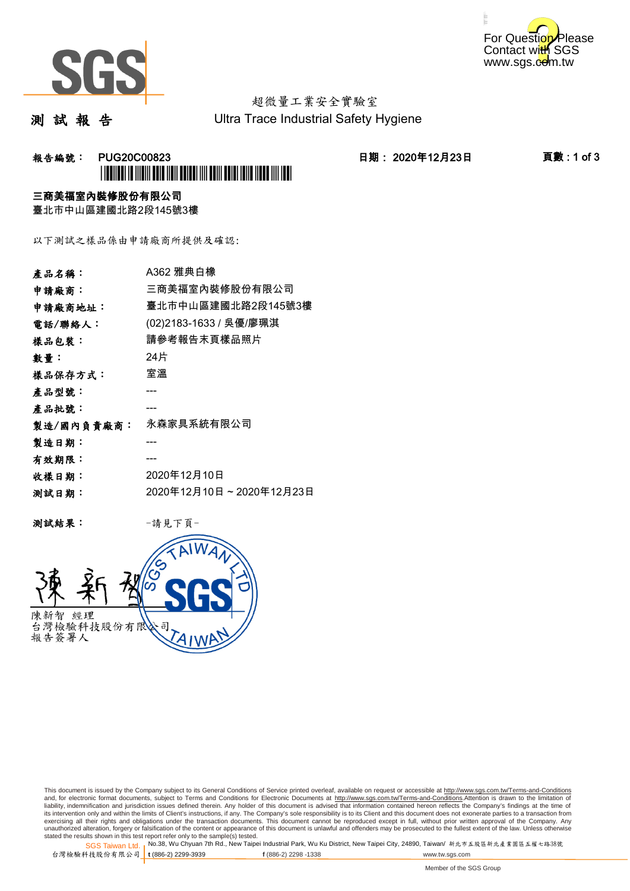超微量工業安全實驗室

# 測 試 報 告

Ultra Trace Industrial Safety Hygiene

**報告編號： PUG20C00823**　　**日期： 2020年12月23日**

**三商美福室內裝修股份有限公司**
臺北市中山區建國北路2段145號3樓

以下測試之樣品係由申請廠商所提供及確認:

| | |
|---|---|
| **產品名稱：** | A362 雅典白橡 |
| **申請廠商：** | 三商美福室內裝修股份有限公司 |
| **申請廠商地址：** | 臺北市中山區建國北路2段145號3樓 |
| **電話/聯絡人：** | (02)2183-1633 / 吳優/廖珮淇 |
| **樣品包裝：** | 請參考報告末頁樣品照片 |
| **數量：** | 24片 |
| **樣品保存方式：** | 室溫 |
| **產品型號：** | --- |
| **產品批號：** | --- |
| **製造/國內負責廠商：** | 永森家具系統有限公司 |
| **製造日期：** | --- |
| **有效期限：** | --- |
| **收樣日期：** | 2020年12月10日 |
| **測試日期：** | 2020年12月10日 ~ 2020年12月23日 |

**測試結果：**　　-請見下頁-

陳新智 經理
台灣檢驗科技股份有限公司
報告簽署人

This document is issued by the Company subject to its General Conditions of Service printed overleaf, available on request or accessible at http://www.sgs.com.tw/Terms-and-Conditions and, for electronic format documents, subject to Terms and Conditions for Electronic Documents at http://www.sgs.com.tw/Terms-and-Conditions.Attention is drawn to the limitation of liability, indemnification and jurisdiction issues defined therein. Any holder of this document is advised that information contained hereon reflects the Company's findings at the time of its intervention only and within the limits of Client's instructions, if any. The Company's sole responsibility is to its Client and this document does not exonerate parties to a transaction from exercising all their rights and obligations under the transaction documents. This document cannot be reproduced except in full, without prior written approval of the Company. Any unauthorized alteration, forgery or falsification of the content or appearance of this document is unlawful and offenders may be prosecuted to the fullest extent of the law. Unless otherwise stated the results shown in this test report refer only to the sample(s) tested.

SGS Taiwan Ltd. | No.38, Wu Chyuan 7th Rd., New Taipei Industrial Park, Wu Ku District, New Taipei City, 24890, Taiwan/ 新北市五股區新北產業園區五權七路38號
台灣檢驗科技股份有限公司 | t (886-2) 2299-3939　f (886-2) 2298 -1338　www.tw.sgs.com

Member of the SGS Group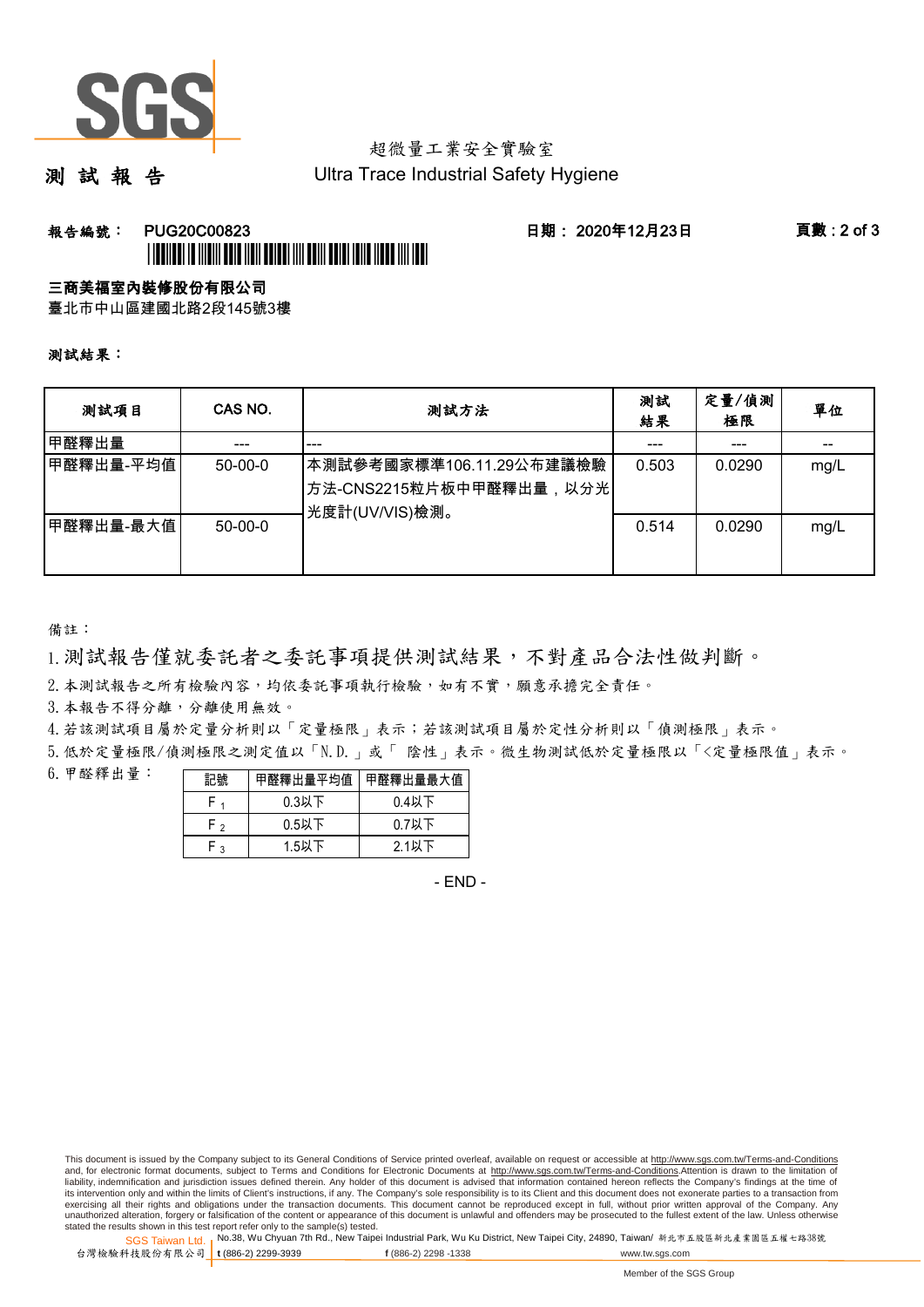超微量工業安全實驗室

# 測 試 報 告

Ultra Trace Industrial Safety Hygiene

**報告編號： PUG20C00823**　　**日期： 2020年12月23日**

**三商美福室內裝修股份有限公司**

臺北市中山區建國北路2段145號3樓

**測試結果：**

| 測試項目 | CAS NO. | 測試方法 | 測試結果 | 定量/偵測極限 | 單位 |
|---|---|---|---|---|---|
| 甲醛釋出量 | --- | --- | --- | --- | -- |
| 甲醛釋出量-平均值 | 50-00-0 | 本測試參考國家標準106.11.29公布建議檢驗方法-CNS2215粒片板中甲醛釋出量，以分光光度計(UV/VIS)檢測。 | 0.503 | 0.0290 | mg/L |
| 甲醛釋出量-最大值 | 50-00-0 | | 0.514 | 0.0290 | mg/L |

備註：

1. 測試報告僅就委託者之委託事項提供測試結果，不對產品合法性做判斷。
2. 本測試報告之所有檢驗內容，均依委託事項執行檢驗，如有不實，願意承擔完全責任。
3. 本報告不得分離，分離使用無效。
4. 若該測試項目屬於定量分析則以「定量極限」表示；若該測試項目屬於定性分析則以「偵測極限」表示。
5. 低於定量極限/偵測極限之測定值以「N.D.」或「 陰性」表示。微生物測試低於定量極限以「<定量極限值」表示。
6. 甲醛釋出量：

| 記號 | 甲醛釋出量平均值 | 甲醛釋出量最大值 |
|---|---|---|
| $F_1$ | 0.3以下 | 0.4以下 |
| $F_2$ | 0.5以下 | 0.7以下 |
| $F_3$ | 1.5以下 | 2.1以下 |

- END -

This document is issued by the Company subject to its General Conditions of Service printed overleaf, available on request or accessible at http://www.sgs.com.tw/Terms-and-Conditions and, for electronic format documents, subject to Terms and Conditions for Electronic Documents at http://www.sgs.com.tw/Terms-and-Conditions.Attention is drawn to the limitation of liability, indemnification and jurisdiction issues defined therein. Any holder of this document is advised that information contained hereon reflects the Company's findings at the time of its intervention only and within the limits of Client's instructions, if any. The Company's sole responsibility is to its Client and this document does not exonerate parties to a transaction from exercising all their rights and obligations under the transaction documents. This document cannot be reproduced except in full, without prior written approval of the Company. Any unauthorized alteration, forgery or falsification of the content or appearance of this document is unlawful and offenders may be prosecuted to the fullest extent of the law. Unless otherwise stated the results shown in this test report refer only to the sample(s) tested.

SGS Taiwan Ltd. 台灣檢驗科技股份有限公司 | No.38, Wu Chyuan 7th Rd., New Taipei Industrial Park, Wu Ku District, New Taipei City, 24890, Taiwan/ 新北市五股區新北產業園區五權七路38號 | t (886-2) 2299-3939 | f (886-2) 2298 -1338 | www.tw.sgs.com

Member of the SGS Group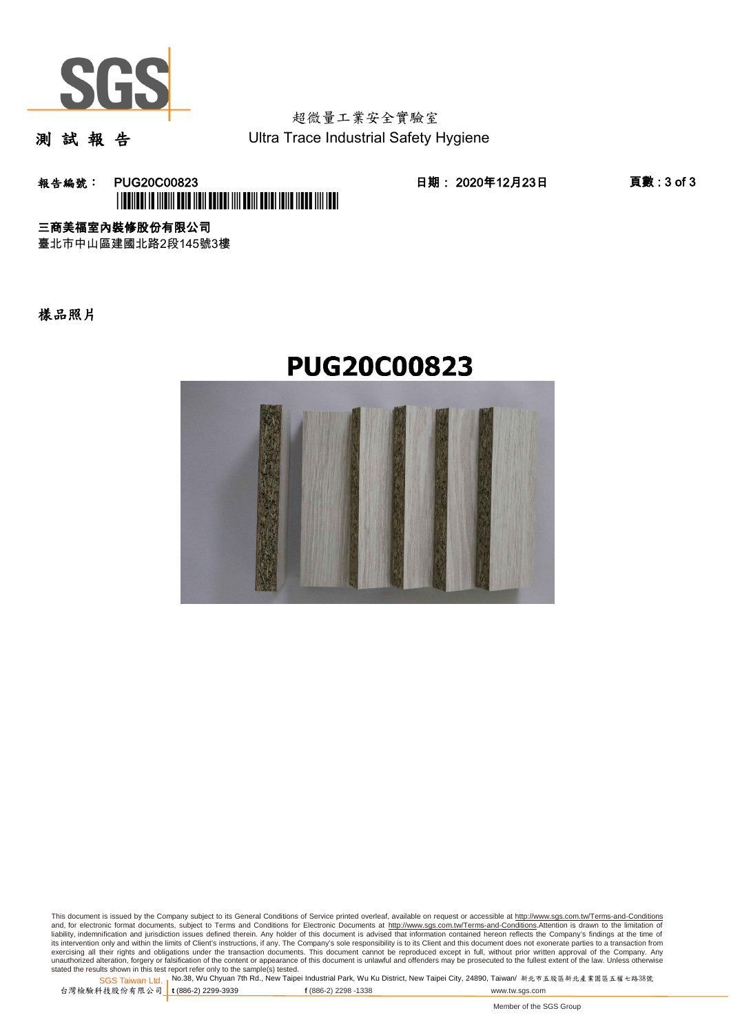超微量工業安全實驗室

Ultra Trace Industrial Safety Hygiene

# 測 試 報 告

報告編號： PUG20C00823

日期： 2020年12月23日

三商美福室內裝修股份有限公司

臺北市中山區建國北路2段145號3樓

## 樣品照片

PUG20C00823

This document is issued by the Company subject to its General Conditions of Service printed overleaf, available on request or accessible at http://www.sgs.com.tw/Terms-and-Conditions and, for electronic format documents, subject to Terms and Conditions for Electronic Documents at http://www.sgs.com.tw/Terms-and-Conditions.Attention is drawn to the limitation of liability, indemnification and jurisdiction issues defined therein. Any holder of this document is advised that information contained hereon reflects the Company's findings at the time of its intervention only and within the limits of Client's instructions, if any. The Company's sole responsibility is to its Client and this document does not exonerate parties to a transaction from exercising all their rights and obligations under the transaction documents. This document cannot be reproduced except in full, without prior written approval of the Company. Any unauthorized alteration, forgery or falsification of the content or appearance of this document is unlawful and offenders may be prosecuted to the fullest extent of the law. Unless otherwise stated the results shown in this test report refer only to the sample(s) tested.

SGS Taiwan Ltd. No.38, Wu Chyuan 7th Rd., New Taipei Industrial Park, Wu Ku District, New Taipei City, 24890, Taiwan/ 新北市五股區新北產業園區五權七路38號

台灣檢驗科技股份有限公司 t (886-2) 2299-3939 f (886-2) 2298 -1338 www.tw.sgs.com

Member of the SGS Group